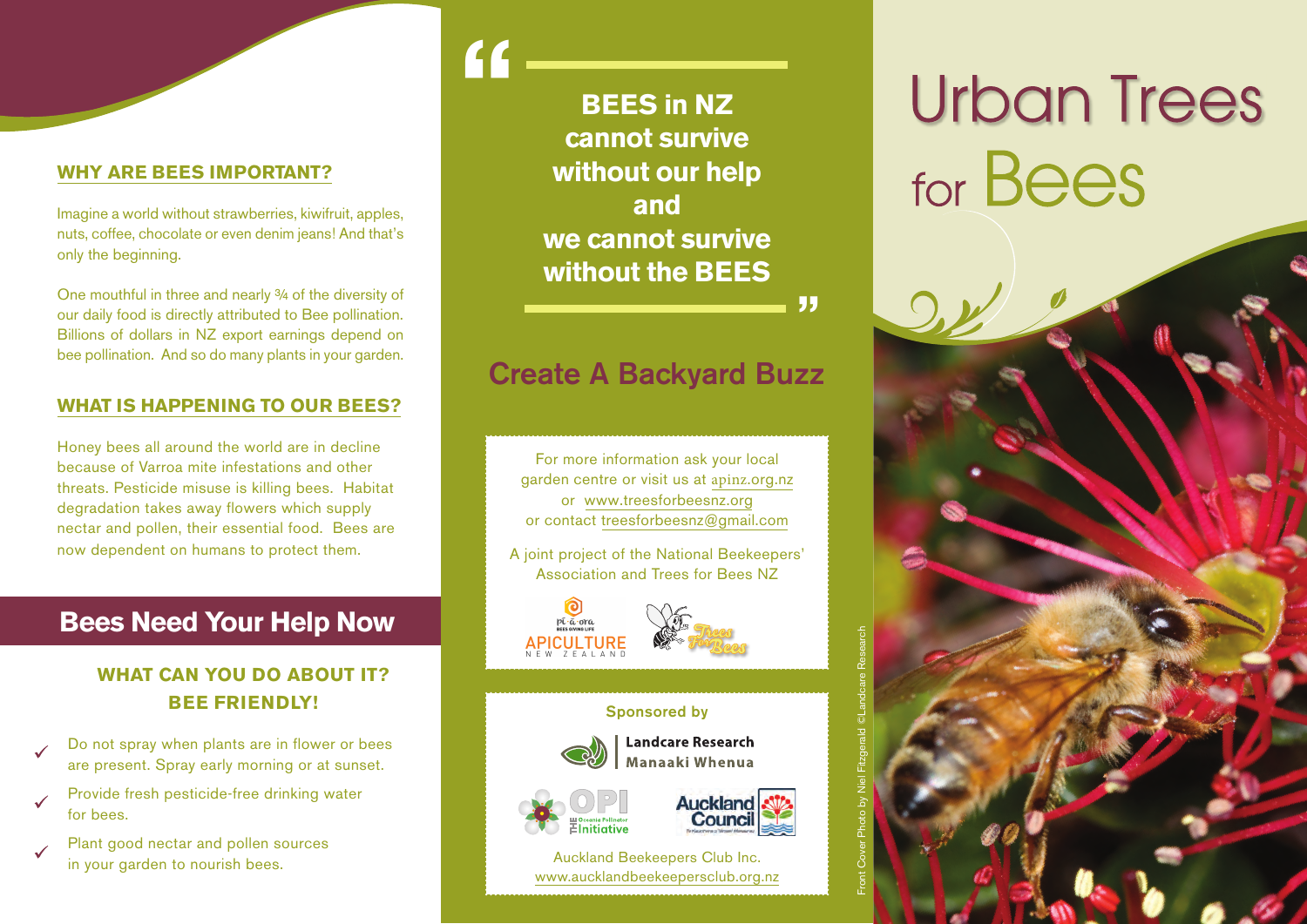## WHY ARE BEES IMPORTANT?

Imagine a world without strawberries, kiwifruit, apples, nuts, coffee, chocolate or even denim jeans! And that's only the beginning.

One mouthful in three and nearly ¾ of the diversity of our daily food is directly attributed to Bee pollination. Billions of dollars in NZ export earnings depend on bee pollination. And so do many plants in your garden.

## WHAT IS HAPPENING TO OUR BEES?

Honey bees all around the world are in decline because of Varroa mite infestations and other threats. Pesticide misuse is killing bees. Habitat degradation takes away flowers which supply nectar and pollen, their essential food. Bees are now dependent on humans to protect them.

## Bees Need Your Help Now

### WHAT CAN YOU DO ABOUT IT? BEE FRIENDLY!

- ✓ Do not spray when plants are in flower or bees are present. Spray early morning or at sunset.
- ✓ Provide fresh pesticide-free drinking water for bees.
- ✓ Plant good nectar and pollen sources in your garden to nourish bees.

> **BEES in NZ cannot survive without our help and we cannot survive without the BEES**

## Create A Backyard Buzz

For more information ask your local garden centre or visit us at apinz.org.nz or www.treesforbeesnz.org or contact treesforbeesnz@gmail.com

A joint project of the National Beekeepers' Association and Trees for Bees NZ

Pī ā ora Bees giving life APICULTURE NEW ZEALAND

Trees For Bees

Sponsored by

Landcare Research Manaaki Whenua

The Oceania Pollinator Initiative OPI

Auckland Council

Auckland Beekeepers Club Inc.
www.aucklandbeekeepersclub.org.nz

Front Cover Photo by Neil Fitzgerald ©Landcare Research

# Urban Trees for Bees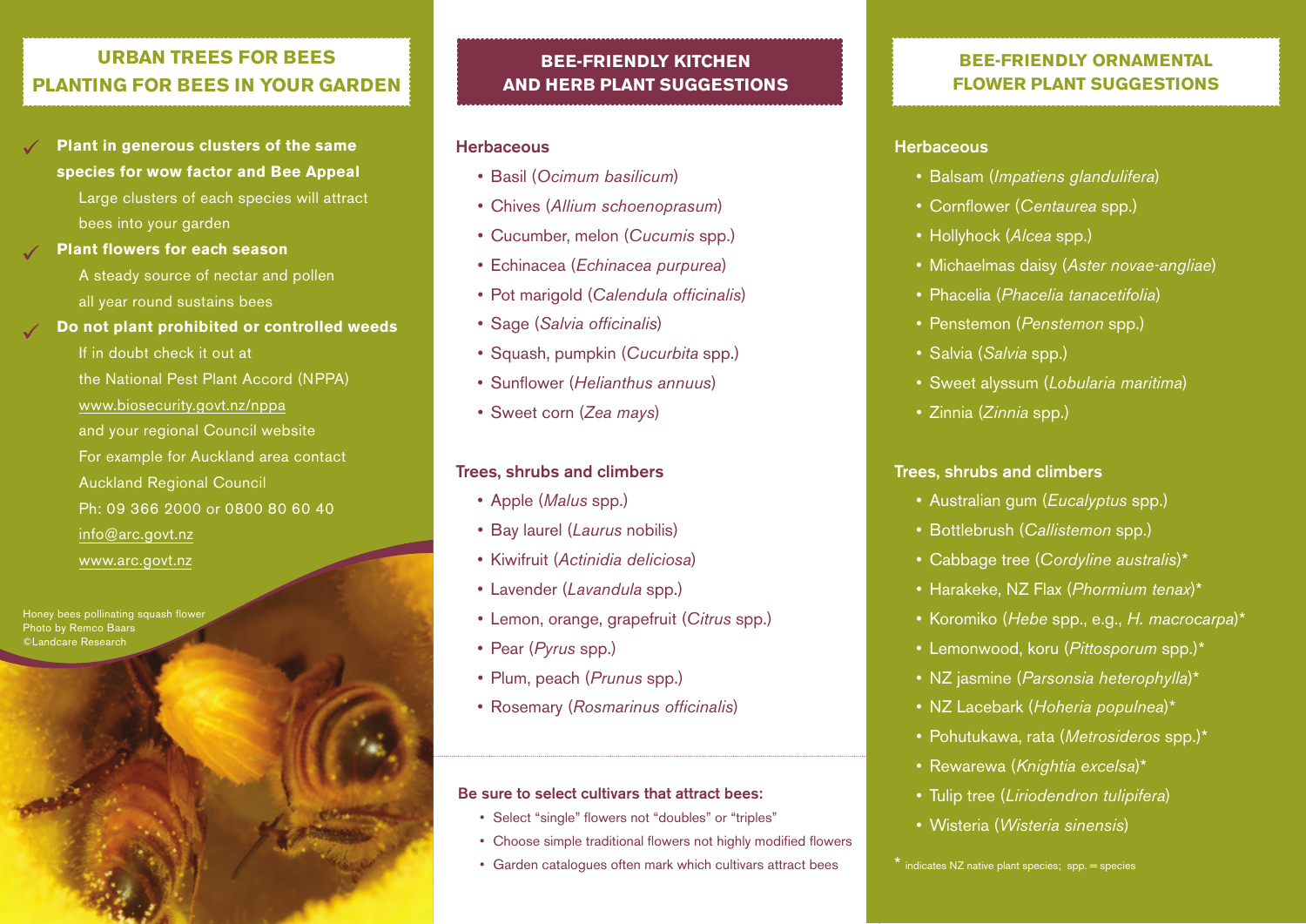## URBAN TREES FOR BEES PLANTING FOR BEES IN YOUR GARDEN

- ✓ **Plant in generous clusters of the same species for wow factor and Bee Appeal**
  Large clusters of each species will attract bees into your garden
- ✓ **Plant flowers for each season**
  A steady source of nectar and pollen all year round sustains bees
- ✓ **Do not plant prohibited or controlled weeds**
  If in doubt check it out at the National Pest Plant Accord (NPPA) www.biosecurity.govt.nz/nppa and your regional Council website
  For example for Auckland area contact Auckland Regional Council
  Ph: 09 366 2000 or 0800 80 60 40
  info@arc.govt.nz
  www.arc.govt.nz

Honey bees pollinating squash flower
Photo by Remco Baars
©Landcare Research

## BEE-FRIENDLY KITCHEN AND HERB PLANT SUGGESTIONS

### Herbaceous

- Basil (*Ocimum basilicum*)
- Chives (*Allium schoenoprasum*)
- Cucumber, melon (*Cucumis* spp.)
- Echinacea (*Echinacea purpurea*)
- Pot marigold (*Calendula officinalis*)
- Sage (*Salvia officinalis*)
- Squash, pumpkin (*Cucurbita* spp.)
- Sunflower (*Helianthus annuus*)
- Sweet corn (*Zea mays*)

### Trees, shrubs and climbers

- Apple (*Malus* spp.)
- Bay laurel (*Laurus* nobilis)
- Kiwifruit (*Actinidia deliciosa*)
- Lavender (*Lavandula* spp.)
- Lemon, orange, grapefruit (*Citrus* spp.)
- Pear (*Pyrus* spp.)
- Plum, peach (*Prunus* spp.)
- Rosemary (*Rosmarinus officinalis*)

### Be sure to select cultivars that attract bees:

- Select "single" flowers not "doubles" or "triples"
- Choose simple traditional flowers not highly modified flowers
- Garden catalogues often mark which cultivars attract bees

## BEE-FRIENDLY ORNAMENTAL FLOWER PLANT SUGGESTIONS

### Herbaceous

- Balsam (*Impatiens glandulifera*)
- Cornflower (*Centaurea* spp.)
- Hollyhock (*Alcea* spp.)
- Michaelmas daisy (*Aster novae-angliae*)
- Phacelia (*Phacelia tanacetifolia*)
- Penstemon (*Penstemon* spp.)
- Salvia (*Salvia* spp.)
- Sweet alyssum (*Lobularia maritima*)
- Zinnia (*Zinnia* spp.)

### Trees, shrubs and climbers

- Australian gum (*Eucalyptus* spp.)
- Bottlebrush (*Callistemon* spp.)
- Cabbage tree (*Cordyline australis*)*
- Harakeke, NZ Flax (*Phormium tenax*)*
- Koromiko (*Hebe* spp., e.g., *H. macrocarpa*)*
- Lemonwood, koru (*Pittosporum* spp.)*
- NZ jasmine (*Parsonsia heterophylla*)*
- NZ Lacebark (*Hoheria populnea*)*
- Pohutukawa, rata (*Metrosideros* spp.)*
- Rewarewa (*Knightia excelsa*)*
- Tulip tree (*Liriodendron tulipifera*)
- Wisteria (*Wisteria sinensis*)

* indicates NZ native plant species; spp. = species